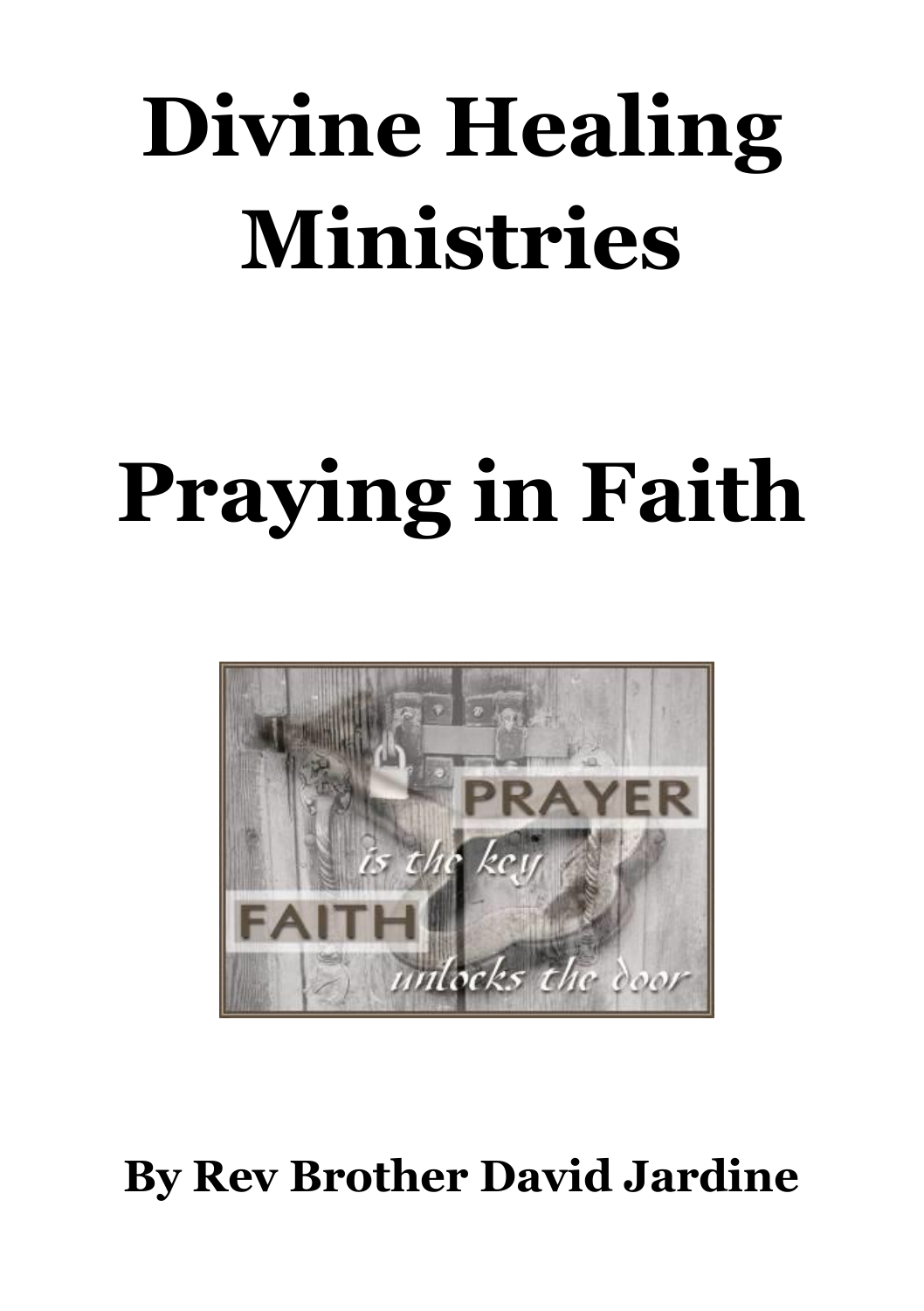# Divine Healing Ministries

# Praying in Faith

**By Rev Brother David Jardine**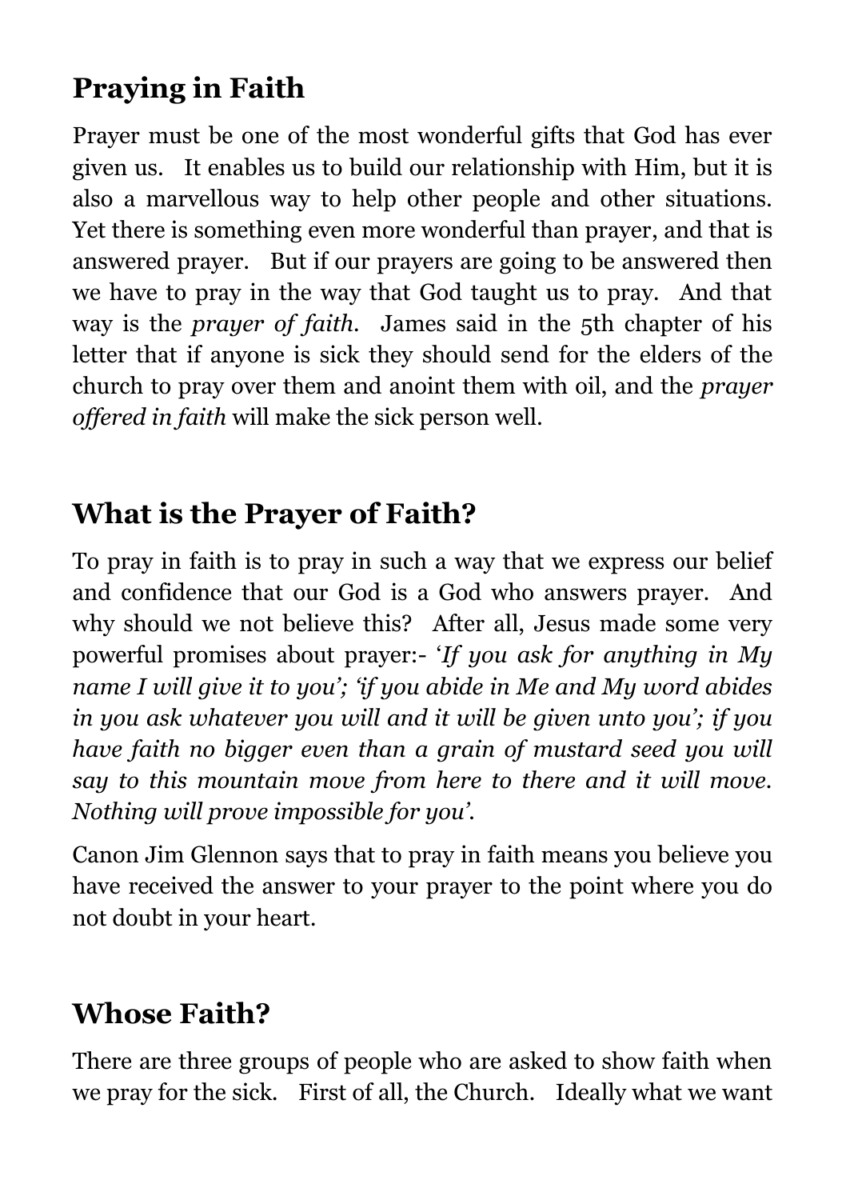## Praying in Faith

Prayer must be one of the most wonderful gifts that God has ever given us. It enables us to build our relationship with Him, but it is also a marvellous way to help other people and other situations. Yet there is something even more wonderful than prayer, and that is answered prayer. But if our prayers are going to be answered then we have to pray in the way that God taught us to pray. And that way is the *prayer of faith*. James said in the 5th chapter of his letter that if anyone is sick they should send for the elders of the church to pray over them and anoint them with oil, and the *prayer offered in faith* will make the sick person well.

## What is the Prayer of Faith?

To pray in faith is to pray in such a way that we express our belief and confidence that our God is a God who answers prayer. And why should we not believe this? After all, Jesus made some very powerful promises about prayer:- '*If you ask for anything in My name I will give it to you'; 'if you abide in Me and My word abides in you ask whatever you will and it will be given unto you'; if you have faith no bigger even than a grain of mustard seed you will say to this mountain move from here to there and it will move. Nothing will prove impossible for you'.*

Canon Jim Glennon says that to pray in faith means you believe you have received the answer to your prayer to the point where you do not doubt in your heart.

## Whose Faith?

There are three groups of people who are asked to show faith when we pray for the sick. First of all, the Church. Ideally what we want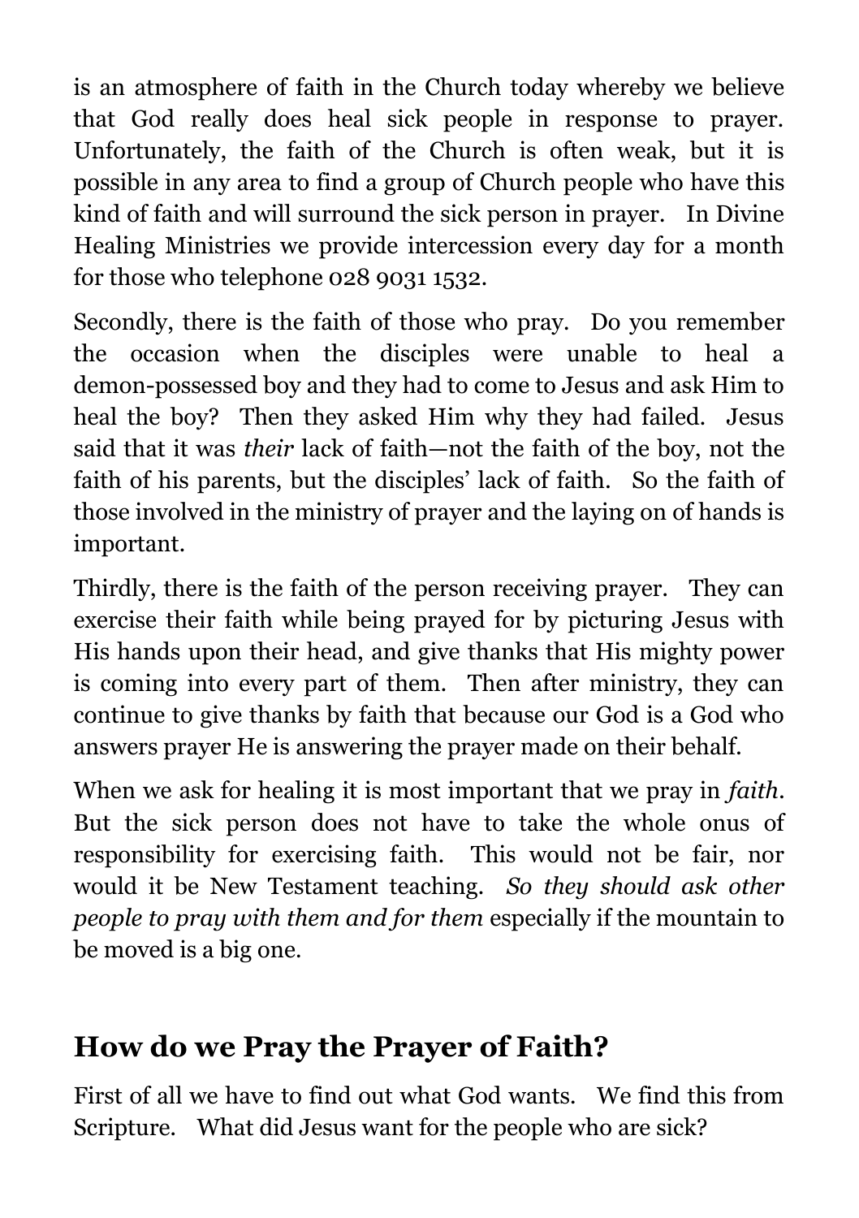is an atmosphere of faith in the Church today whereby we believe that God really does heal sick people in response to prayer. Unfortunately, the faith of the Church is often weak, but it is possible in any area to find a group of Church people who have this kind of faith and will surround the sick person in prayer. In Divine Healing Ministries we provide intercession every day for a month for those who telephone 028 9031 1532.

Secondly, there is the faith of those who pray. Do you remember the occasion when the disciples were unable to heal a demon-possessed boy and they had to come to Jesus and ask Him to heal the boy? Then they asked Him why they had failed. Jesus said that it was *their* lack of faith—not the faith of the boy, not the faith of his parents, but the disciples' lack of faith. So the faith of those involved in the ministry of prayer and the laying on of hands is important.

Thirdly, there is the faith of the person receiving prayer. They can exercise their faith while being prayed for by picturing Jesus with His hands upon their head, and give thanks that His mighty power is coming into every part of them. Then after ministry, they can continue to give thanks by faith that because our God is a God who answers prayer He is answering the prayer made on their behalf.

When we ask for healing it is most important that we pray in *faith*. But the sick person does not have to take the whole onus of responsibility for exercising faith. This would not be fair, nor would it be New Testament teaching. *So they should ask other people to pray with them and for them* especially if the mountain to be moved is a big one.

## How do we Pray the Prayer of Faith?

First of all we have to find out what God wants. We find this from Scripture. What did Jesus want for the people who are sick?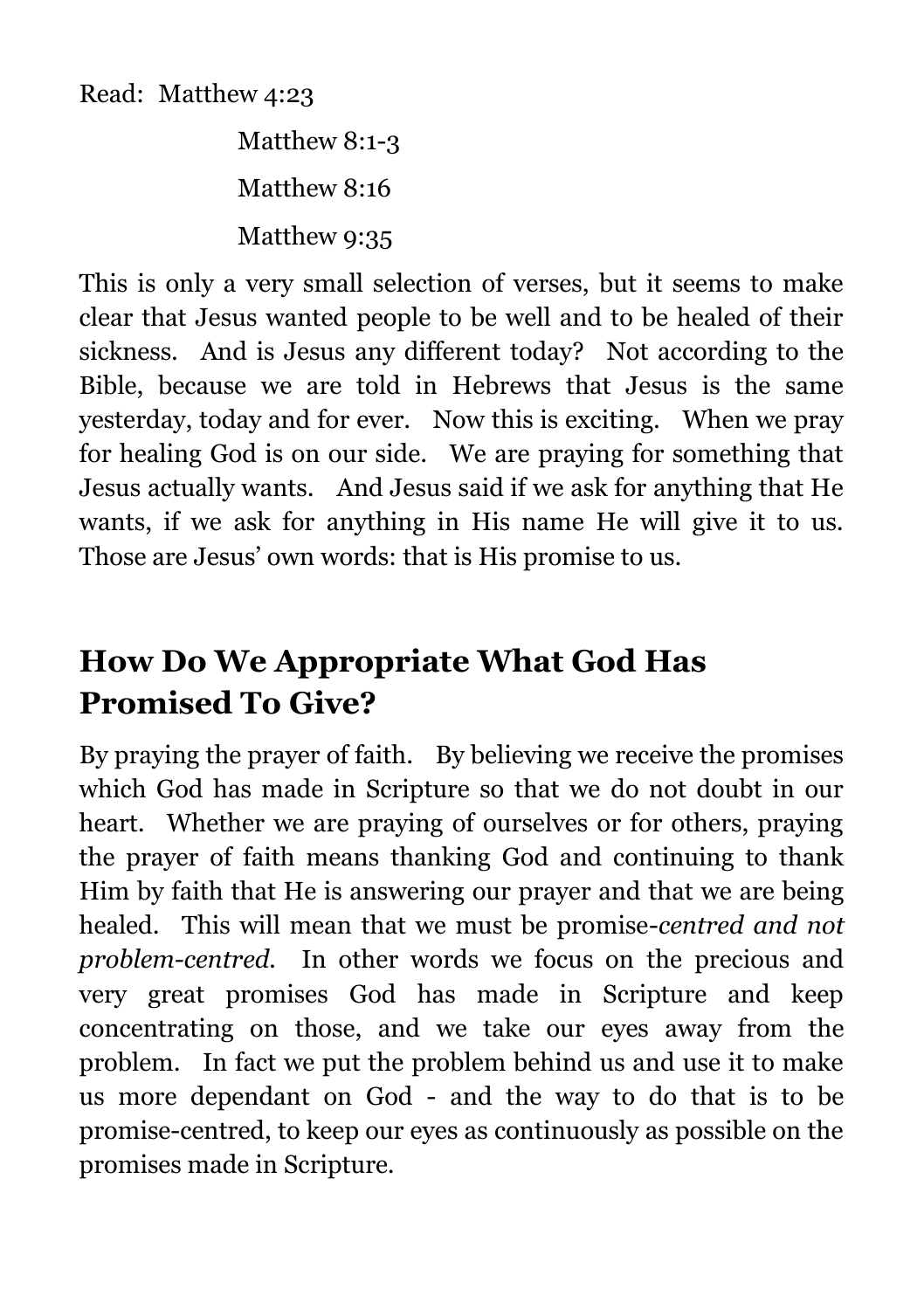Read: Matthew 4:23

Matthew 8:1-3

Matthew 8:16

Matthew 9:35

This is only a very small selection of verses, but it seems to make clear that Jesus wanted people to be well and to be healed of their sickness. And is Jesus any different today? Not according to the Bible, because we are told in Hebrews that Jesus is the same yesterday, today and for ever. Now this is exciting. When we pray for healing God is on our side. We are praying for something that Jesus actually wants. And Jesus said if we ask for anything that He wants, if we ask for anything in His name He will give it to us. Those are Jesus' own words: that is His promise to us.

## How Do We Appropriate What God Has Promised To Give?

By praying the prayer of faith. By believing we receive the promises which God has made in Scripture so that we do not doubt in our heart. Whether we are praying of ourselves or for others, praying the prayer of faith means thanking God and continuing to thank Him by faith that He is answering our prayer and that we are being healed. This will mean that we must be promise-*centred and not problem-centred.* In other words we focus on the precious and very great promises God has made in Scripture and keep concentrating on those, and we take our eyes away from the problem. In fact we put the problem behind us and use it to make us more dependant on God - and the way to do that is to be promise-centred, to keep our eyes as continuously as possible on the promises made in Scripture.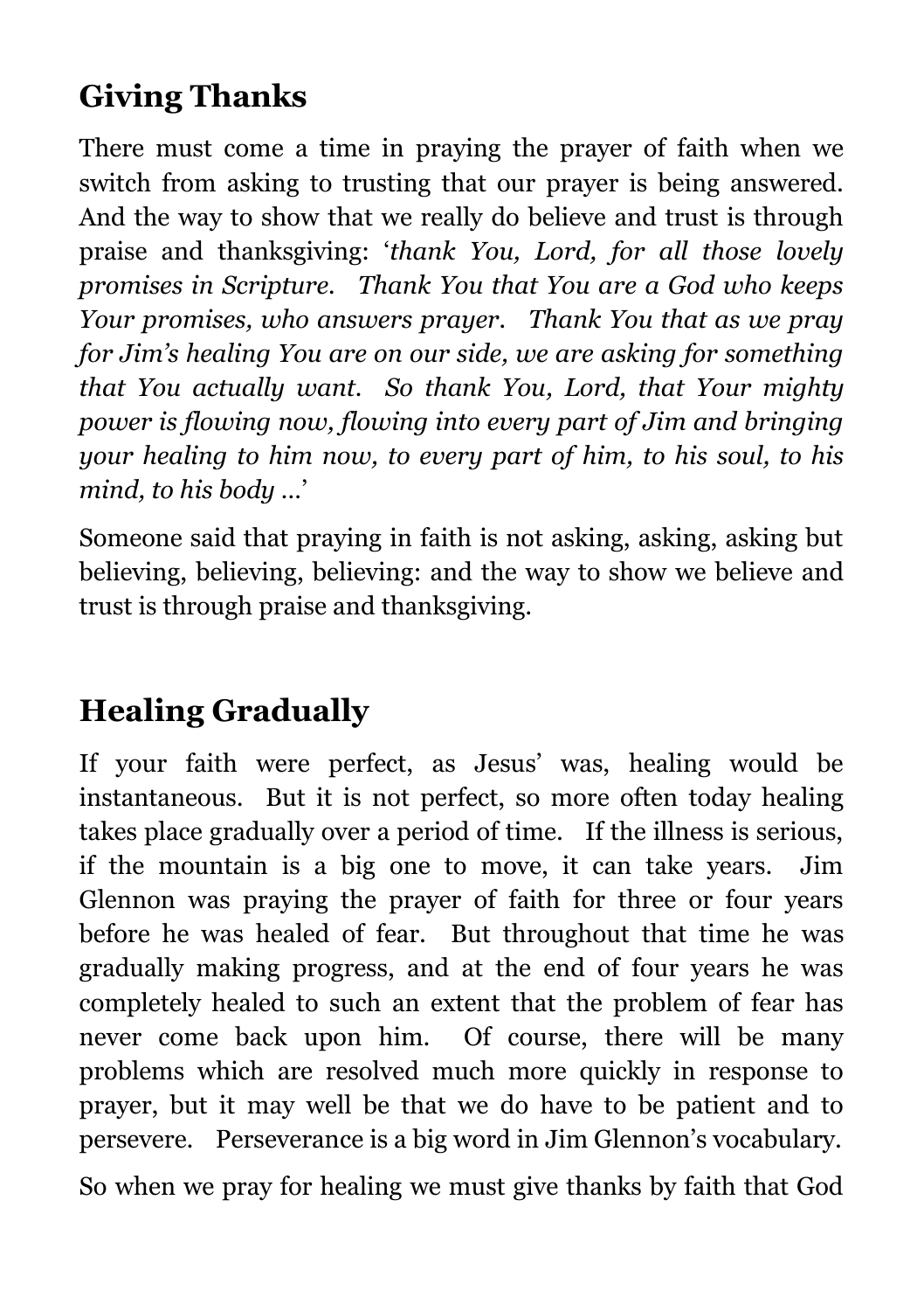## Giving Thanks

There must come a time in praying the prayer of faith when we switch from asking to trusting that our prayer is being answered. And the way to show that we really do believe and trust is through praise and thanksgiving: '*thank You, Lord, for all those lovely promises in Scripture. Thank You that You are a God who keeps Your promises, who answers prayer. Thank You that as we pray for Jim's healing You are on our side, we are asking for something that You actually want. So thank You, Lord, that Your mighty power is flowing now, flowing into every part of Jim and bringing your healing to him now, to every part of him, to his soul, to his mind, to his body …*'

Someone said that praying in faith is not asking, asking, asking but believing, believing, believing: and the way to show we believe and trust is through praise and thanksgiving.

## Healing Gradually

If your faith were perfect, as Jesus' was, healing would be instantaneous. But it is not perfect, so more often today healing takes place gradually over a period of time. If the illness is serious, if the mountain is a big one to move, it can take years. Jim Glennon was praying the prayer of faith for three or four years before he was healed of fear. But throughout that time he was gradually making progress, and at the end of four years he was completely healed to such an extent that the problem of fear has never come back upon him. Of course, there will be many problems which are resolved much more quickly in response to prayer, but it may well be that we do have to be patient and to persevere. Perseverance is a big word in Jim Glennon's vocabulary.

So when we pray for healing we must give thanks by faith that God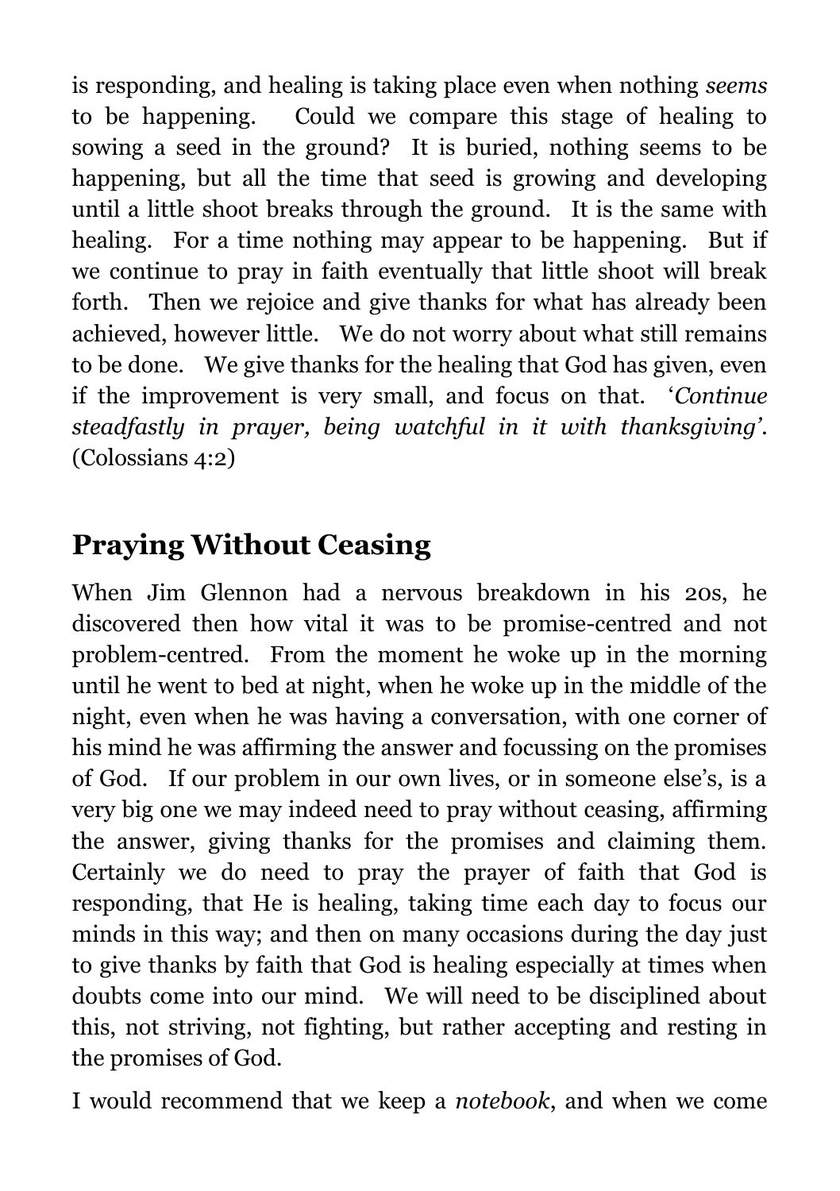is responding, and healing is taking place even when nothing *seems* to be happening. Could we compare this stage of healing to sowing a seed in the ground? It is buried, nothing seems to be happening, but all the time that seed is growing and developing until a little shoot breaks through the ground. It is the same with healing. For a time nothing may appear to be happening. But if we continue to pray in faith eventually that little shoot will break forth. Then we rejoice and give thanks for what has already been achieved, however little. We do not worry about what still remains to be done. We give thanks for the healing that God has given, even if the improvement is very small, and focus on that. '*Continue steadfastly in prayer, being watchful in it with thanksgiving'*. (Colossians 4:2)

## Praying Without Ceasing

When Jim Glennon had a nervous breakdown in his 20s, he discovered then how vital it was to be promise-centred and not problem-centred. From the moment he woke up in the morning until he went to bed at night, when he woke up in the middle of the night, even when he was having a conversation, with one corner of his mind he was affirming the answer and focussing on the promises of God. If our problem in our own lives, or in someone else's, is a very big one we may indeed need to pray without ceasing, affirming the answer, giving thanks for the promises and claiming them. Certainly we do need to pray the prayer of faith that God is responding, that He is healing, taking time each day to focus our minds in this way; and then on many occasions during the day just to give thanks by faith that God is healing especially at times when doubts come into our mind. We will need to be disciplined about this, not striving, not fighting, but rather accepting and resting in the promises of God.

I would recommend that we keep a *notebook*, and when we come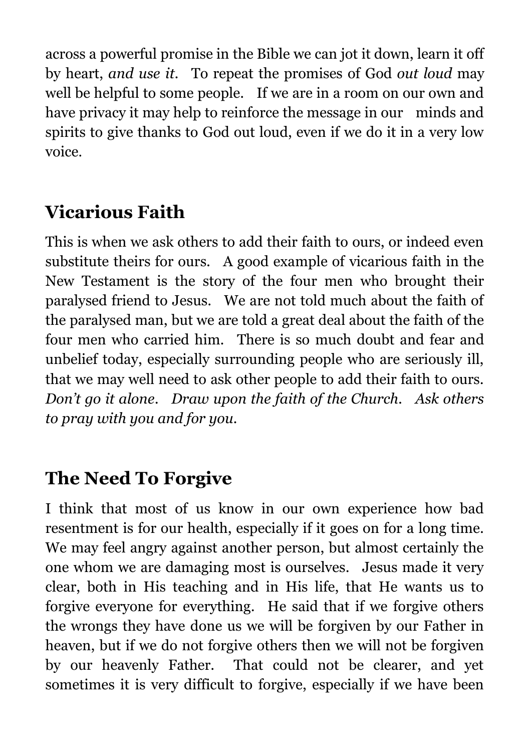across a powerful promise in the Bible we can jot it down, learn it off by heart, *and use it*. To repeat the promises of God *out loud* may well be helpful to some people. If we are in a room on our own and have privacy it may help to reinforce the message in our minds and spirits to give thanks to God out loud, even if we do it in a very low voice.

## Vicarious Faith

This is when we ask others to add their faith to ours, or indeed even substitute theirs for ours. A good example of vicarious faith in the New Testament is the story of the four men who brought their paralysed friend to Jesus. We are not told much about the faith of the paralysed man, but we are told a great deal about the faith of the four men who carried him. There is so much doubt and fear and unbelief today, especially surrounding people who are seriously ill, that we may well need to ask other people to add their faith to ours. *Don't go it alone. Draw upon the faith of the Church. Ask others to pray with you and for you.*

## The Need To Forgive

I think that most of us know in our own experience how bad resentment is for our health, especially if it goes on for a long time. We may feel angry against another person, but almost certainly the one whom we are damaging most is ourselves. Jesus made it very clear, both in His teaching and in His life, that He wants us to forgive everyone for everything. He said that if we forgive others the wrongs they have done us we will be forgiven by our Father in heaven, but if we do not forgive others then we will not be forgiven by our heavenly Father. That could not be clearer, and yet sometimes it is very difficult to forgive, especially if we have been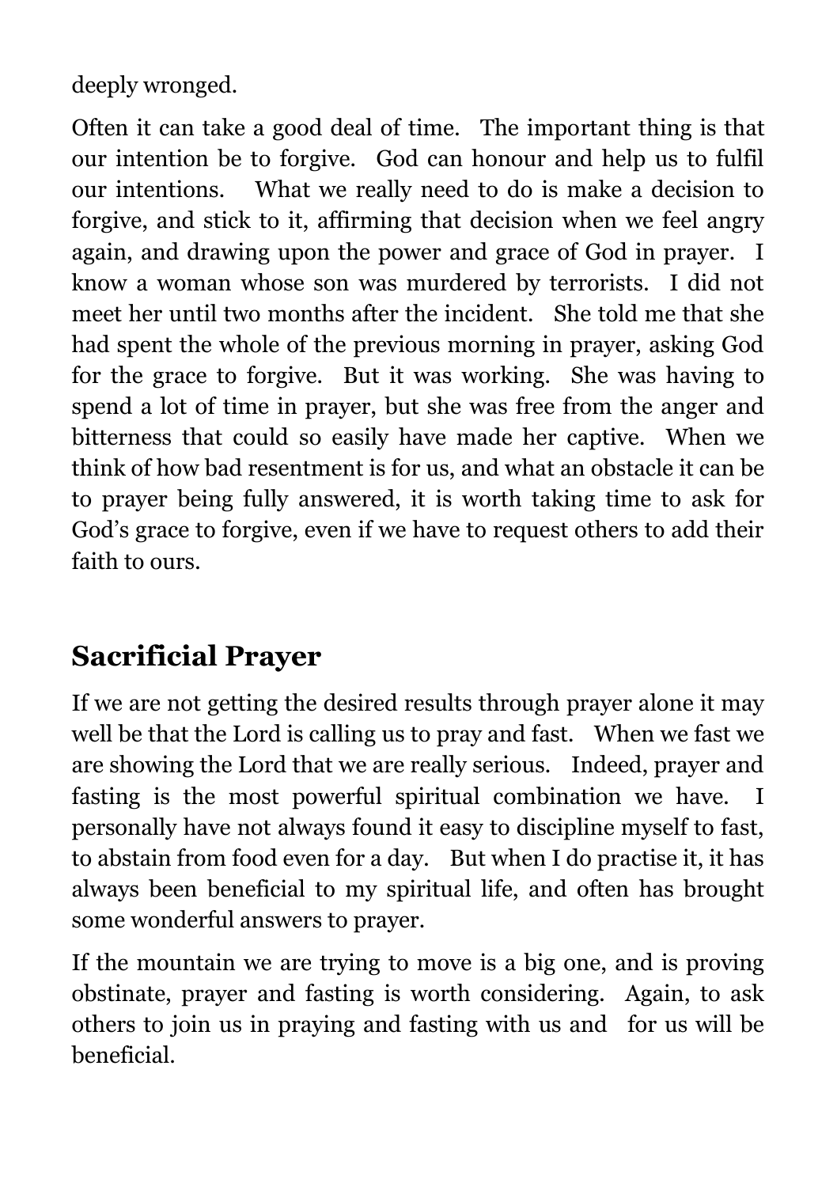deeply wronged.

Often it can take a good deal of time. The important thing is that our intention be to forgive. God can honour and help us to fulfil our intentions. What we really need to do is make a decision to forgive, and stick to it, affirming that decision when we feel angry again, and drawing upon the power and grace of God in prayer. I know a woman whose son was murdered by terrorists. I did not meet her until two months after the incident. She told me that she had spent the whole of the previous morning in prayer, asking God for the grace to forgive. But it was working. She was having to spend a lot of time in prayer, but she was free from the anger and bitterness that could so easily have made her captive. When we think of how bad resentment is for us, and what an obstacle it can be to prayer being fully answered, it is worth taking time to ask for God's grace to forgive, even if we have to request others to add their faith to ours.

## Sacrificial Prayer

If we are not getting the desired results through prayer alone it may well be that the Lord is calling us to pray and fast. When we fast we are showing the Lord that we are really serious. Indeed, prayer and fasting is the most powerful spiritual combination we have. I personally have not always found it easy to discipline myself to fast, to abstain from food even for a day. But when I do practise it, it has always been beneficial to my spiritual life, and often has brought some wonderful answers to prayer.

If the mountain we are trying to move is a big one, and is proving obstinate, prayer and fasting is worth considering. Again, to ask others to join us in praying and fasting with us and for us will be beneficial.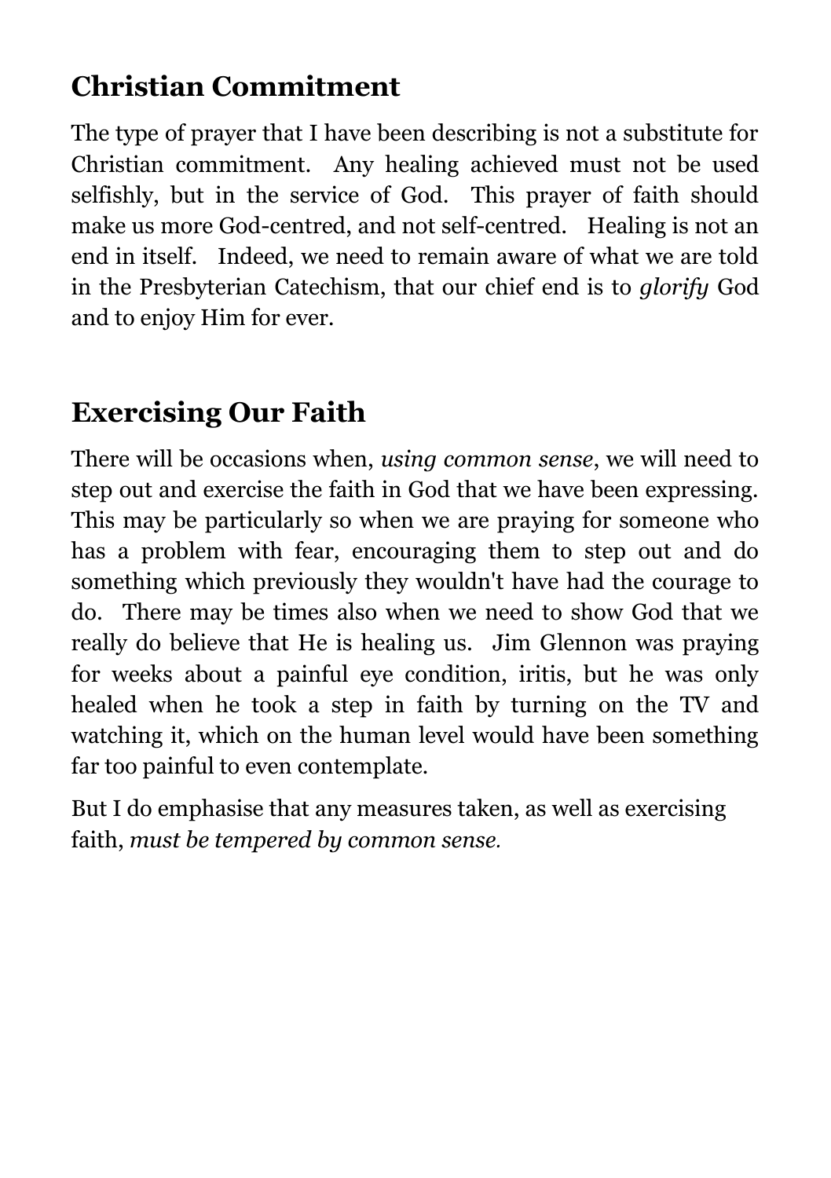## Christian Commitment

The type of prayer that I have been describing is not a substitute for Christian commitment. Any healing achieved must not be used selfishly, but in the service of God. This prayer of faith should make us more God-centred, and not self-centred. Healing is not an end in itself. Indeed, we need to remain aware of what we are told in the Presbyterian Catechism, that our chief end is to *glorify* God and to enjoy Him for ever.

## Exercising Our Faith

There will be occasions when, *using common sense*, we will need to step out and exercise the faith in God that we have been expressing. This may be particularly so when we are praying for someone who has a problem with fear, encouraging them to step out and do something which previously they wouldn't have had the courage to do. There may be times also when we need to show God that we really do believe that He is healing us. Jim Glennon was praying for weeks about a painful eye condition, iritis, but he was only healed when he took a step in faith by turning on the TV and watching it, which on the human level would have been something far too painful to even contemplate.

But I do emphasise that any measures taken, as well as exercising faith, *must be tempered by common sense.*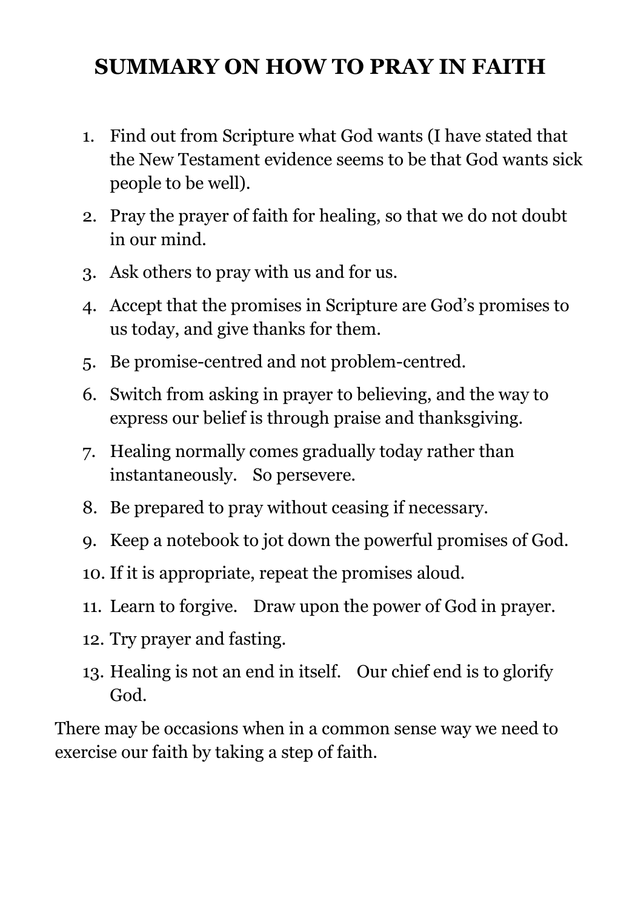# SUMMARY ON HOW TO PRAY IN FAITH

1. Find out from Scripture what God wants (I have stated that the New Testament evidence seems to be that God wants sick people to be well).
2. Pray the prayer of faith for healing, so that we do not doubt in our mind.
3. Ask others to pray with us and for us.
4. Accept that the promises in Scripture are God's promises to us today, and give thanks for them.
5. Be promise-centred and not problem-centred.
6. Switch from asking in prayer to believing, and the way to express our belief is through praise and thanksgiving.
7. Healing normally comes gradually today rather than instantaneously. So persevere.
8. Be prepared to pray without ceasing if necessary.
9. Keep a notebook to jot down the powerful promises of God.
10. If it is appropriate, repeat the promises aloud.
11. Learn to forgive. Draw upon the power of God in prayer.
12. Try prayer and fasting.
13. Healing is not an end in itself. Our chief end is to glorify God.

There may be occasions when in a common sense way we need to exercise our faith by taking a step of faith.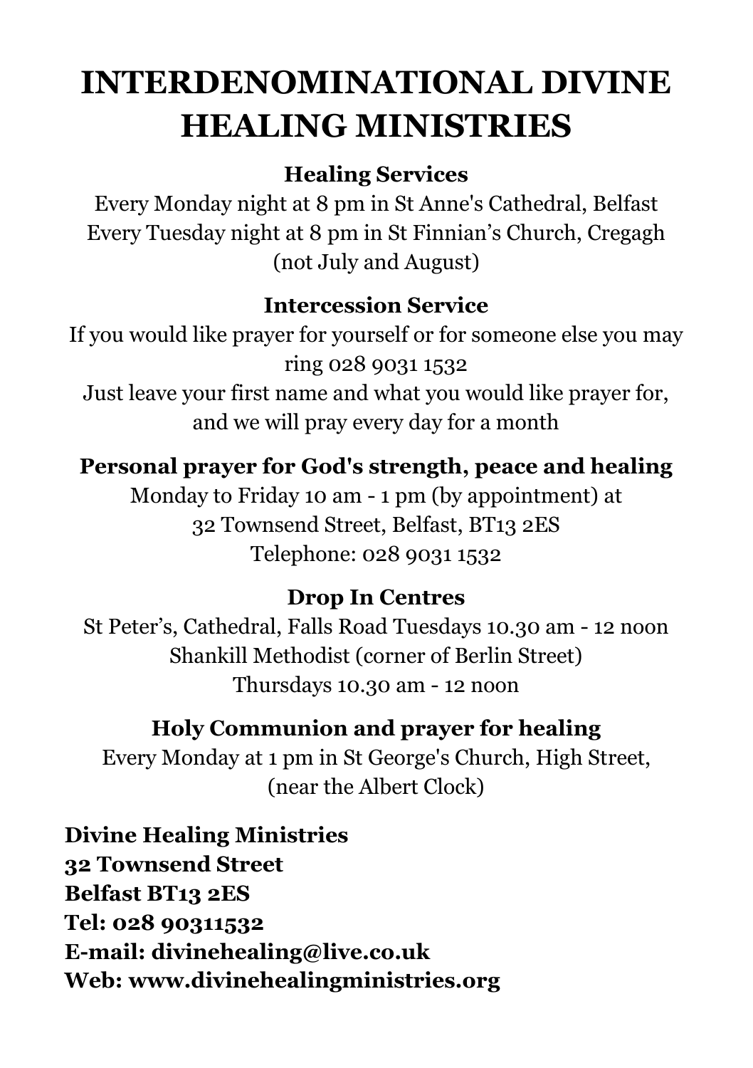# INTERDENOMINATIONAL DIVINE HEALING MINISTRIES

## Healing Services

Every Monday night at 8 pm in St Anne's Cathedral, Belfast
Every Tuesday night at 8 pm in St Finnian's Church, Cregagh
(not July and August)

## Intercession Service

If you would like prayer for yourself or for someone else you may ring 028 9031 1532
Just leave your first name and what you would like prayer for, and we will pray every day for a month

## Personal prayer for God's strength, peace and healing

Monday to Friday 10 am - 1 pm (by appointment) at
32 Townsend Street, Belfast, BT13 2ES
Telephone: 028 9031 1532

## Drop In Centres

St Peter's, Cathedral, Falls Road Tuesdays 10.30 am - 12 noon
Shankill Methodist (corner of Berlin Street)
Thursdays 10.30 am - 12 noon

## Holy Communion and prayer for healing

Every Monday at 1 pm in St George's Church, High Street,
(near the Albert Clock)

**Divine Healing Ministries**
**32 Townsend Street**
**Belfast BT13 2ES**
**Tel: 028 90311532**
**E-mail: divinehealing@live.co.uk**
**Web: www.divinehealingministries.org**